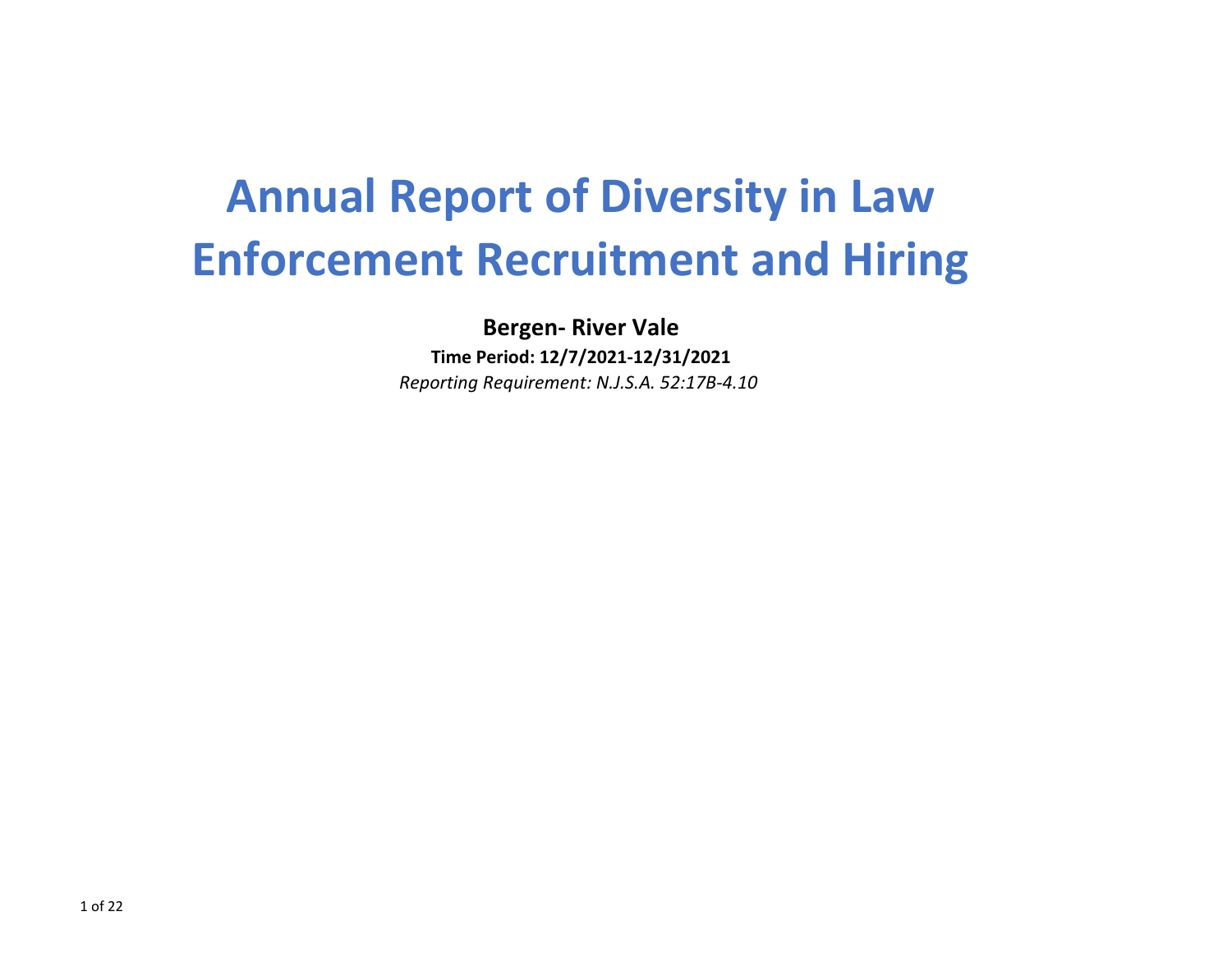# Annual Report of Diversity in Law Enforcement Recruitment and Hiring

**Bergen- River Vale**

**Time Period: 12/7/2021-12/31/2021**

*Reporting Requirement: N.J.S.A. 52:17B-4.10*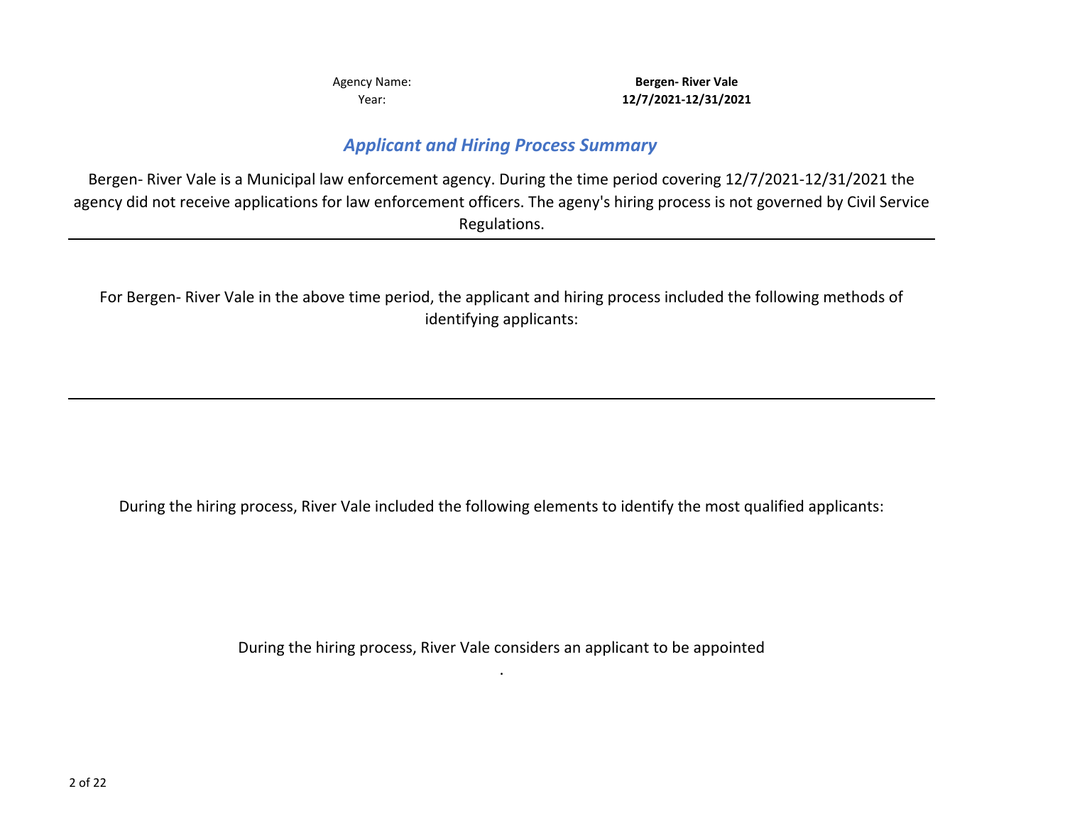Agency Name: **Bergen- River Vale**

Year: **12/7/2021-12/31/2021**

## ***Applicant and Hiring Process Summary***

Bergen- River Vale is a Municipal law enforcement agency. During the time period covering 12/7/2021-12/31/2021 the agency did not receive applications for law enforcement officers. The ageny's hiring process is not governed by Civil Service Regulations.

---

For Bergen- River Vale in the above time period, the applicant and hiring process included the following methods of identifying applicants:

---

During the hiring process, River Vale included the following elements to identify the most qualified applicants:

During the hiring process, River Vale considers an applicant to be appointed

.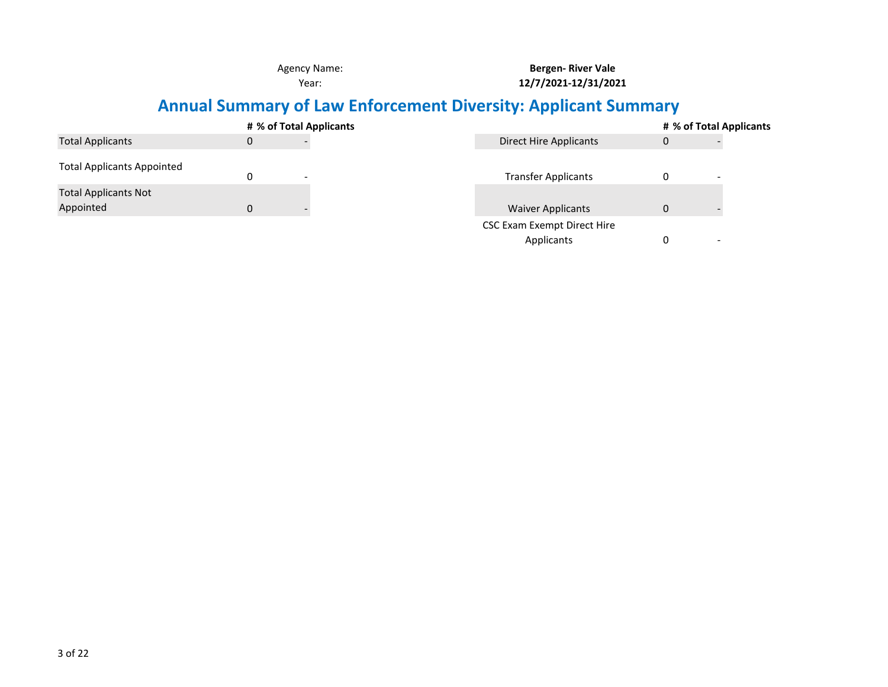Agency Name: **Bergen- River Vale**

Year: **12/7/2021-12/31/2021**

# Annual Summary of Law Enforcement Diversity: Applicant Summary

| | # | % of Total Applicants |
|---|---|---|
| Total Applicants | 0 | - |
| Total Applicants Appointed | 0 | - |
| Total Applicants Not Appointed | 0 | - |

| | # | % of Total Applicants |
|---|---|---|
| Direct Hire Applicants | 0 | - |
| Transfer Applicants | 0 | - |
| Waiver Applicants | 0 | - |
| CSC Exam Exempt Direct Hire Applicants | 0 | - |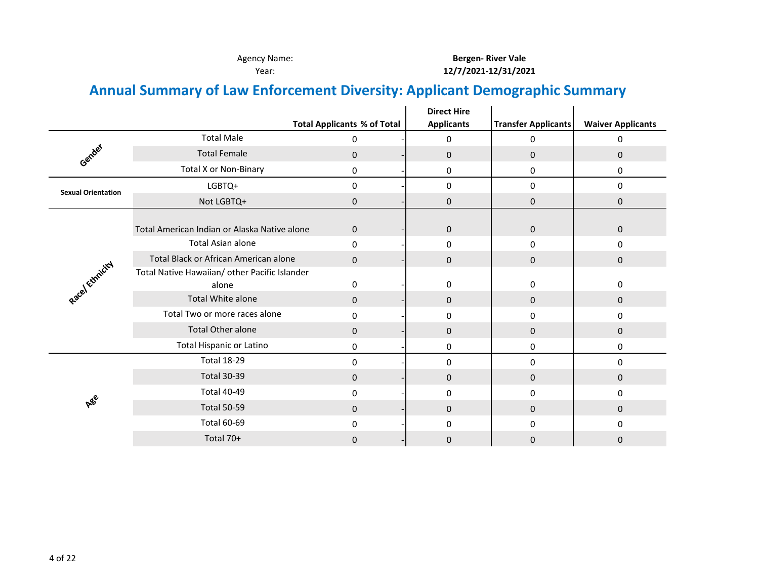Agency Name: **Bergen- River Vale**

Year: **12/7/2021-12/31/2021**

# Annual Summary of Law Enforcement Diversity: Applicant Demographic Summary

| | | Total Applicants | % of Total | Direct Hire Applicants | Transfer Applicants | Waiver Applicants |
|---|---|---|---|---|---|---|
| Gender | Total Male | 0 | - | 0 | 0 | 0 |
| | Total Female | 0 | - | 0 | 0 | 0 |
| | Total X or Non-Binary | 0 | - | 0 | 0 | 0 |
| Sexual Orientation | LGBTQ+ | 0 | - | 0 | 0 | 0 |
| | Not LGBTQ+ | 0 | - | 0 | 0 | 0 |
| Race/ Ethnicity | Total American Indian or Alaska Native alone | 0 | - | 0 | 0 | 0 |
| | Total Asian alone | 0 | - | 0 | 0 | 0 |
| | Total Black or African American alone | 0 | - | 0 | 0 | 0 |
| | Total Native Hawaiian/ other Pacific Islander alone | 0 | - | 0 | 0 | 0 |
| | Total White alone | 0 | - | 0 | 0 | 0 |
| | Total Two or more races alone | 0 | - | 0 | 0 | 0 |
| | Total Other alone | 0 | - | 0 | 0 | 0 |
| | Total Hispanic or Latino | 0 | - | 0 | 0 | 0 |
| Age | Total 18-29 | 0 | - | 0 | 0 | 0 |
| | Total 30-39 | 0 | - | 0 | 0 | 0 |
| | Total 40-49 | 0 | - | 0 | 0 | 0 |
| | Total 50-59 | 0 | - | 0 | 0 | 0 |
| | Total 60-69 | 0 | - | 0 | 0 | 0 |
| | Total 70+ | 0 | - | 0 | 0 | 0 |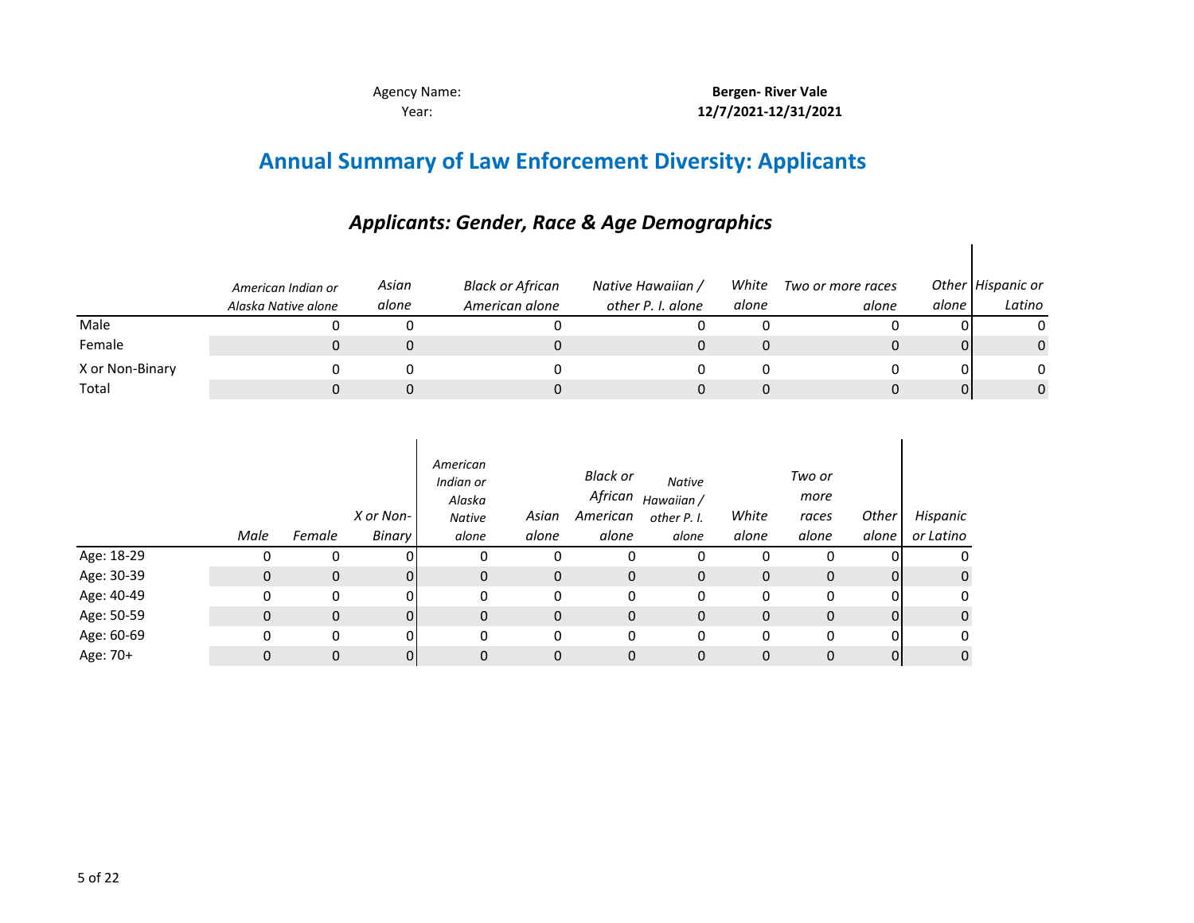Agency Name: **Bergen- River Vale**

Year: **12/7/2021-12/31/2021**

# Annual Summary of Law Enforcement Diversity: Applicants

## *Applicants: Gender, Race & Age Demographics*

| | *American Indian or Alaska Native alone* | *Asian alone* | *Black or African American alone* | *Native Hawaiian / other P. I. alone* | *White alone* | *Two or more races alone* | *Other alone* | *Hispanic or Latino* |
|---|---|---|---|---|---|---|---|---|
| Male | 0 | 0 | 0 | 0 | 0 | 0 | 0 | 0 |
| Female | 0 | 0 | 0 | 0 | 0 | 0 | 0 | 0 |
| X or Non-Binary | 0 | 0 | 0 | 0 | 0 | 0 | 0 | 0 |
| Total | 0 | 0 | 0 | 0 | 0 | 0 | 0 | 0 |

| | *Male* | *Female* | *X or Non-Binary* | *American Indian or Alaska Native alone* | *Asian alone* | *Black or African American alone* | *Native Hawaiian / other P. I. alone* | *White alone* | *Two or more races alone* | *Other alone* | *Hispanic or Latino* |
|---|---|---|---|---|---|---|---|---|---|---|---|
| Age: 18-29 | 0 | 0 | 0 | 0 | 0 | 0 | 0 | 0 | 0 | 0 | 0 |
| Age: 30-39 | 0 | 0 | 0 | 0 | 0 | 0 | 0 | 0 | 0 | 0 | 0 |
| Age: 40-49 | 0 | 0 | 0 | 0 | 0 | 0 | 0 | 0 | 0 | 0 | 0 |
| Age: 50-59 | 0 | 0 | 0 | 0 | 0 | 0 | 0 | 0 | 0 | 0 | 0 |
| Age: 60-69 | 0 | 0 | 0 | 0 | 0 | 0 | 0 | 0 | 0 | 0 | 0 |
| Age: 70+ | 0 | 0 | 0 | 0 | 0 | 0 | 0 | 0 | 0 | 0 | 0 |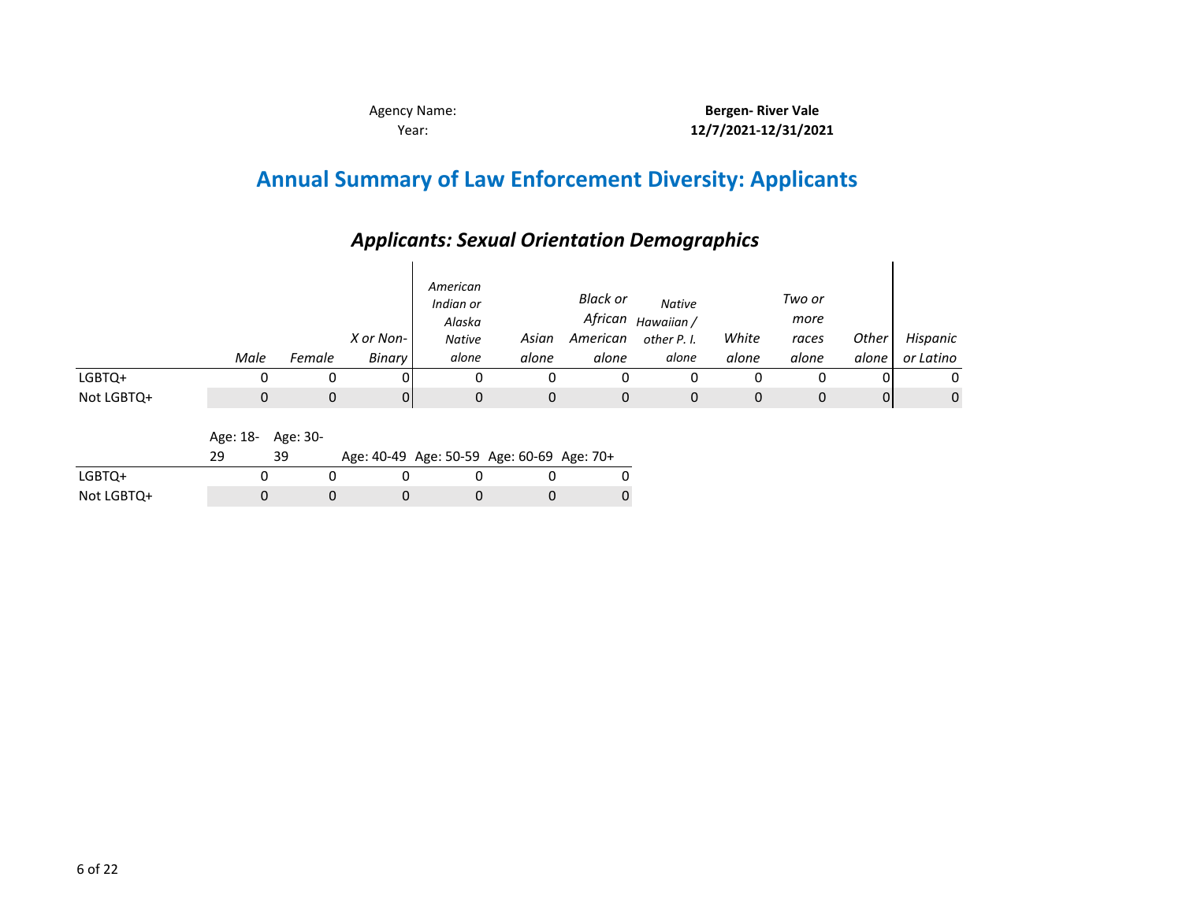Agency Name: **Bergen- River Vale**

Year: **12/7/2021-12/31/2021**

# Annual Summary of Law Enforcement Diversity: Applicants

## *Applicants: Sexual Orientation Demographics*

| | *Male* | *Female* | *X or Non-Binary* | *American Indian or Alaska Native alone* | *Asian alone* | *Black or African American alone* | *Native Hawaiian / other P. I. alone* | *White alone* | *Two or more races alone* | *Other alone* | *Hispanic or Latino* |
|---|---|---|---|---|---|---|---|---|---|---|---|
| LGBTQ+ | 0 | 0 | 0 | 0 | 0 | 0 | 0 | 0 | 0 | 0 | 0 |
| Not LGBTQ+ | 0 | 0 | 0 | 0 | 0 | 0 | 0 | 0 | 0 | 0 | 0 |

| | Age: 18-29 | Age: 30-39 | Age: 40-49 | Age: 50-59 | Age: 60-69 | Age: 70+ |
|---|---|---|---|---|---|---|
| LGBTQ+ | 0 | 0 | 0 | 0 | 0 | 0 |
| Not LGBTQ+ | 0 | 0 | 0 | 0 | 0 | 0 |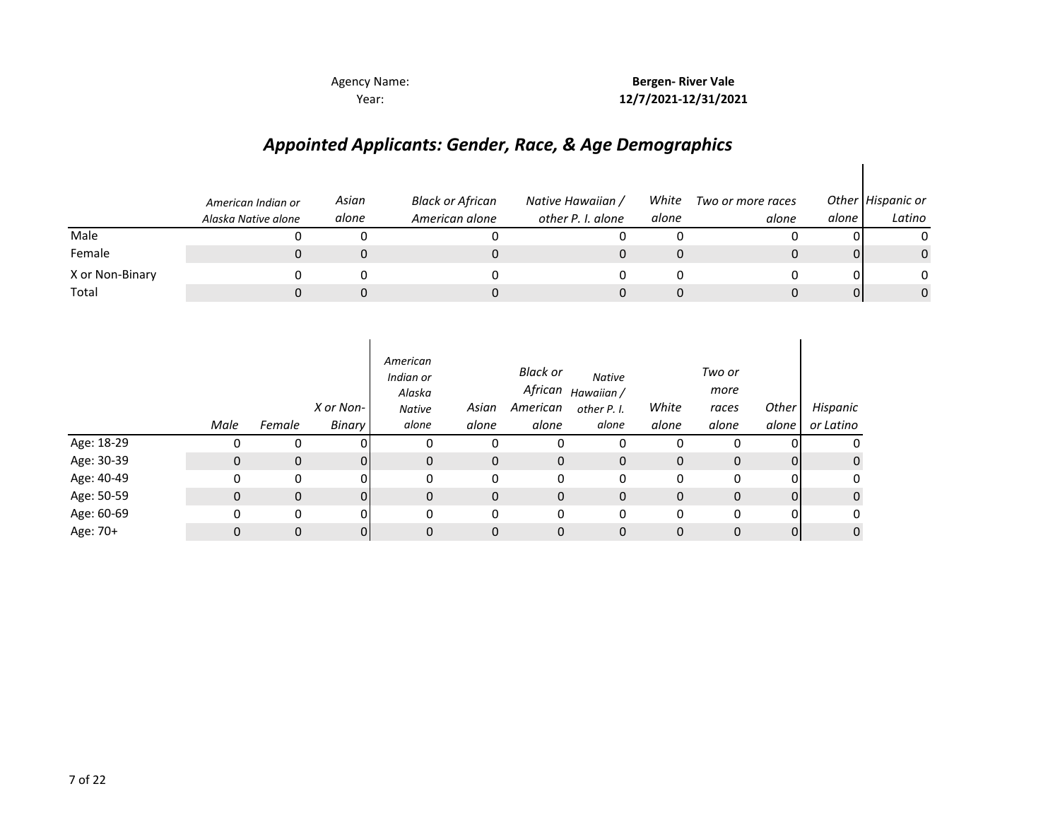Agency Name: **Bergen- River Vale**

Year: **12/7/2021-12/31/2021**

## *Appointed Applicants: Gender, Race, & Age Demographics*

| | *American Indian or Alaska Native alone* | *Asian alone* | *Black or African American alone* | *Native Hawaiian / other P. I. alone* | *White alone* | *Two or more races alone* | *Other alone* | *Hispanic or Latino* |
|---|---|---|---|---|---|---|---|---|
| Male | 0 | 0 | 0 | 0 | 0 | 0 | 0 | 0 |
| Female | 0 | 0 | 0 | 0 | 0 | 0 | 0 | 0 |
| X or Non-Binary | 0 | 0 | 0 | 0 | 0 | 0 | 0 | 0 |
| Total | 0 | 0 | 0 | 0 | 0 | 0 | 0 | 0 |

| | *Male* | *Female* | *X or Non-Binary* | *American Indian or Alaska Native alone* | *Asian alone* | *Black or African American alone* | *Native Hawaiian / other P. I. alone* | *White alone* | *Two or more races alone* | *Other alone* | *Hispanic or Latino* |
|---|---|---|---|---|---|---|---|---|---|---|---|
| Age: 18-29 | 0 | 0 | 0 | 0 | 0 | 0 | 0 | 0 | 0 | 0 | 0 |
| Age: 30-39 | 0 | 0 | 0 | 0 | 0 | 0 | 0 | 0 | 0 | 0 | 0 |
| Age: 40-49 | 0 | 0 | 0 | 0 | 0 | 0 | 0 | 0 | 0 | 0 | 0 |
| Age: 50-59 | 0 | 0 | 0 | 0 | 0 | 0 | 0 | 0 | 0 | 0 | 0 |
| Age: 60-69 | 0 | 0 | 0 | 0 | 0 | 0 | 0 | 0 | 0 | 0 | 0 |
| Age: 70+ | 0 | 0 | 0 | 0 | 0 | 0 | 0 | 0 | 0 | 0 | 0 |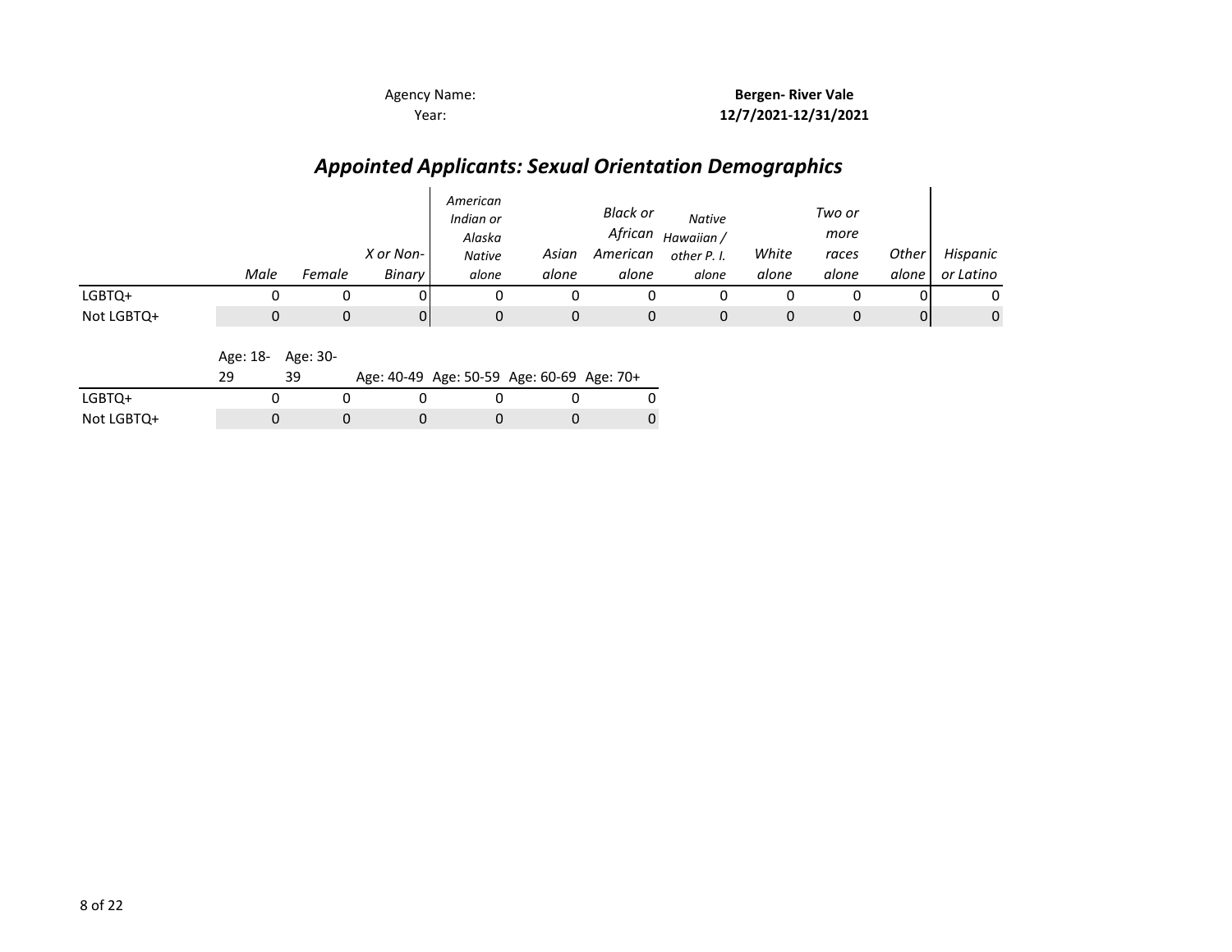Agency Name: **Bergen- River Vale**

Year: **12/7/2021-12/31/2021**

## *Appointed Applicants: Sexual Orientation Demographics*

| | *Male* | *Female* | *X or Non-Binary* | *American Indian or Alaska Native alone* | *Asian alone* | *Black or African American alone* | *Native Hawaiian / other P. I. alone* | *White alone* | *Two or more races alone* | *Other alone* | *Hispanic or Latino* |
|---|---|---|---|---|---|---|---|---|---|---|---|
| LGBTQ+ | 0 | 0 | 0 | 0 | 0 | 0 | 0 | 0 | 0 | 0 | 0 |
| Not LGBTQ+ | 0 | 0 | 0 | 0 | 0 | 0 | 0 | 0 | 0 | 0 | 0 |

| | Age: 18-29 | Age: 30-39 | Age: 40-49 | Age: 50-59 | Age: 60-69 | Age: 70+ |
|---|---|---|---|---|---|---|
| LGBTQ+ | 0 | 0 | 0 | 0 | 0 | 0 |
| Not LGBTQ+ | 0 | 0 | 0 | 0 | 0 | 0 |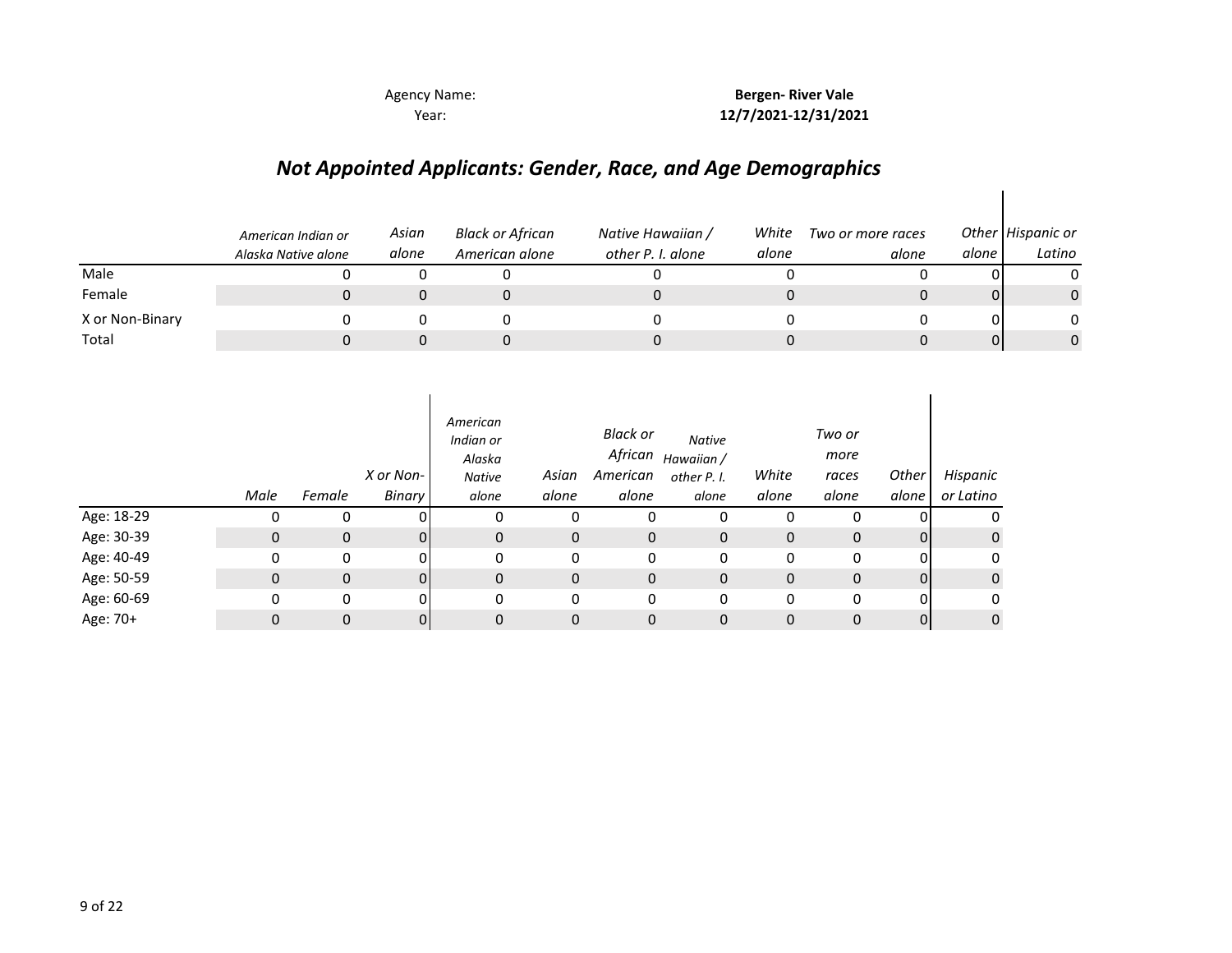Agency Name: **Bergen- River Vale**

Year: **12/7/2021-12/31/2021**

## *Not Appointed Applicants: Gender, Race, and Age Demographics*

| | *American Indian or Alaska Native alone* | *Asian alone* | *Black or African American alone* | *Native Hawaiian / other P. I. alone* | *White alone* | *Two or more races alone* | *Other alone* | *Hispanic or Latino* |
|---|---|---|---|---|---|---|---|---|
| Male | 0 | 0 | 0 | 0 | 0 | 0 | 0 | 0 |
| Female | 0 | 0 | 0 | 0 | 0 | 0 | 0 | 0 |
| X or Non-Binary | 0 | 0 | 0 | 0 | 0 | 0 | 0 | 0 |
| Total | 0 | 0 | 0 | 0 | 0 | 0 | 0 | 0 |

| | *Male* | *Female* | *X or Non-Binary* | *American Indian or Alaska Native alone* | *Asian alone* | *Black or African American alone* | *Native Hawaiian / other P. I. alone* | *White alone* | *Two or more races alone* | *Other alone* | *Hispanic or Latino* |
|---|---|---|---|---|---|---|---|---|---|---|---|
| Age: 18-29 | 0 | 0 | 0 | 0 | 0 | 0 | 0 | 0 | 0 | 0 | 0 |
| Age: 30-39 | 0 | 0 | 0 | 0 | 0 | 0 | 0 | 0 | 0 | 0 | 0 |
| Age: 40-49 | 0 | 0 | 0 | 0 | 0 | 0 | 0 | 0 | 0 | 0 | 0 |
| Age: 50-59 | 0 | 0 | 0 | 0 | 0 | 0 | 0 | 0 | 0 | 0 | 0 |
| Age: 60-69 | 0 | 0 | 0 | 0 | 0 | 0 | 0 | 0 | 0 | 0 | 0 |
| Age: 70+ | 0 | 0 | 0 | 0 | 0 | 0 | 0 | 0 | 0 | 0 | 0 |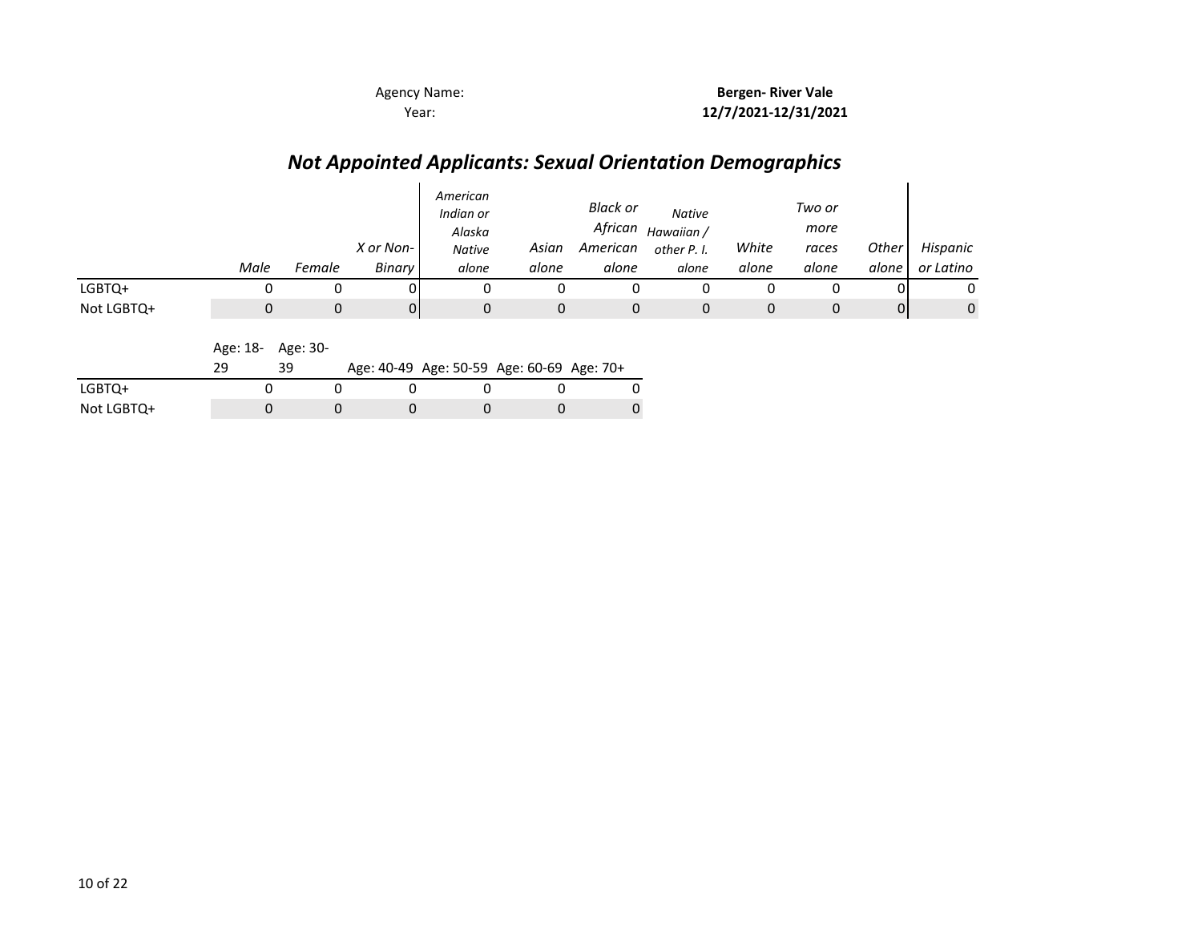Agency Name: **Bergen- River Vale**
Year: **12/7/2021-12/31/2021**

## *Not Appointed Applicants: Sexual Orientation Demographics*

| | *Male* | *Female* | *X or Non-Binary* | *American Indian or Alaska Native alone* | *Asian alone* | *Black or African American alone* | *Native Hawaiian / other P. I. alone* | *White alone* | *Two or more races alone* | *Other alone* | *Hispanic or Latino* |
|---|---|---|---|---|---|---|---|---|---|---|---|
| LGBTQ+ | 0 | 0 | 0 | 0 | 0 | 0 | 0 | 0 | 0 | 0 | 0 |
| Not LGBTQ+ | 0 | 0 | 0 | 0 | 0 | 0 | 0 | 0 | 0 | 0 | 0 |

| | Age: 18-29 | Age: 30-39 | Age: 40-49 | Age: 50-59 | Age: 60-69 | Age: 70+ |
|---|---|---|---|---|---|---|
| LGBTQ+ | 0 | 0 | 0 | 0 | 0 | 0 |
| Not LGBTQ+ | 0 | 0 | 0 | 0 | 0 | 0 |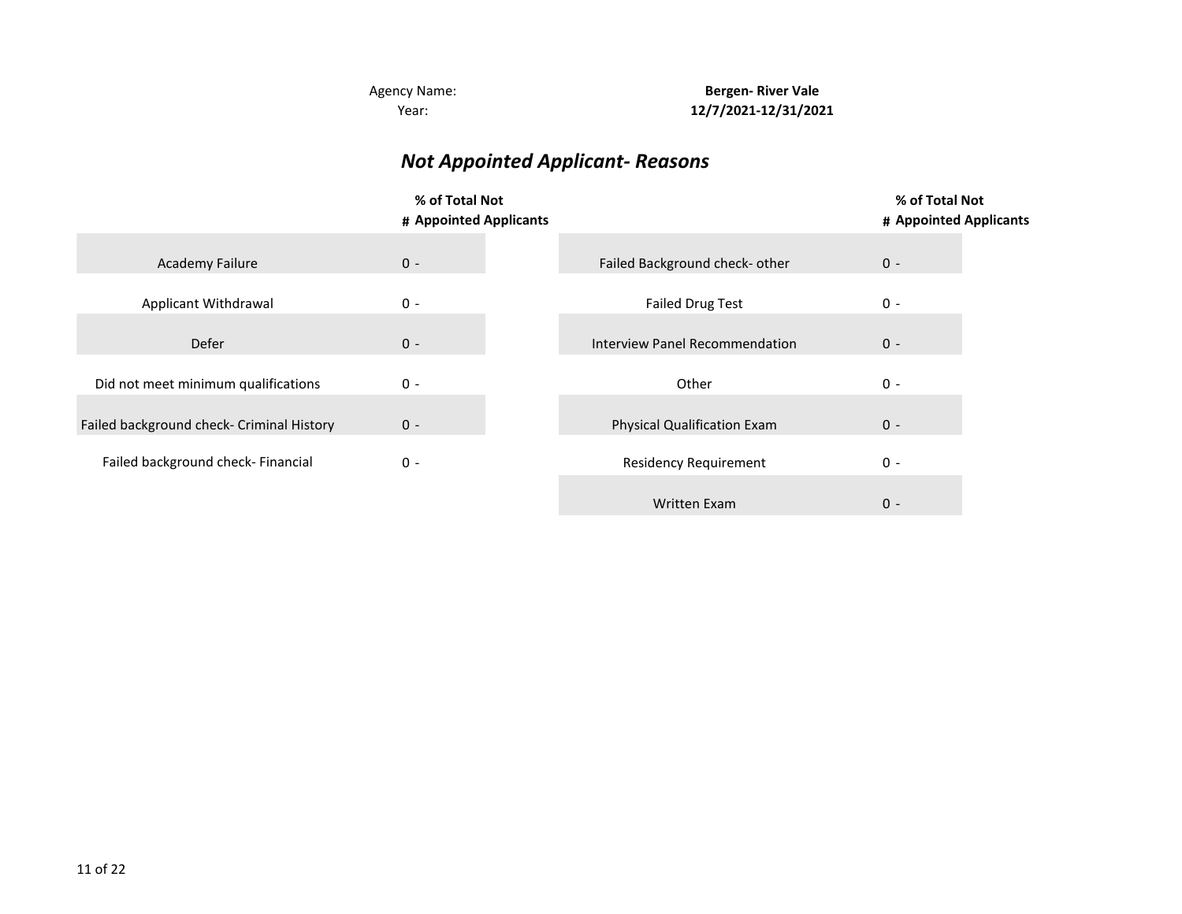Agency Name: **Bergen- River Vale**

Year: **12/7/2021-12/31/2021**

## *Not Appointed Applicant- Reasons*

| | # | % of Total Not Appointed Applicants |
|---|---|---|
| Academy Failure | 0 | - |
| Applicant Withdrawal | 0 | - |
| Defer | 0 | - |
| Did not meet minimum qualifications | 0 | - |
| Failed background check- Criminal History | 0 | - |
| Failed background check- Financial | 0 | - |

| | # | % of Total Not Appointed Applicants |
|---|---|---|
| Failed Background check- other | 0 | - |
| Failed Drug Test | 0 | - |
| Interview Panel Recommendation | 0 | - |
| Other | 0 | - |
| Physical Qualification Exam | 0 | - |
| Residency Requirement | 0 | - |
| Written Exam | 0 | - |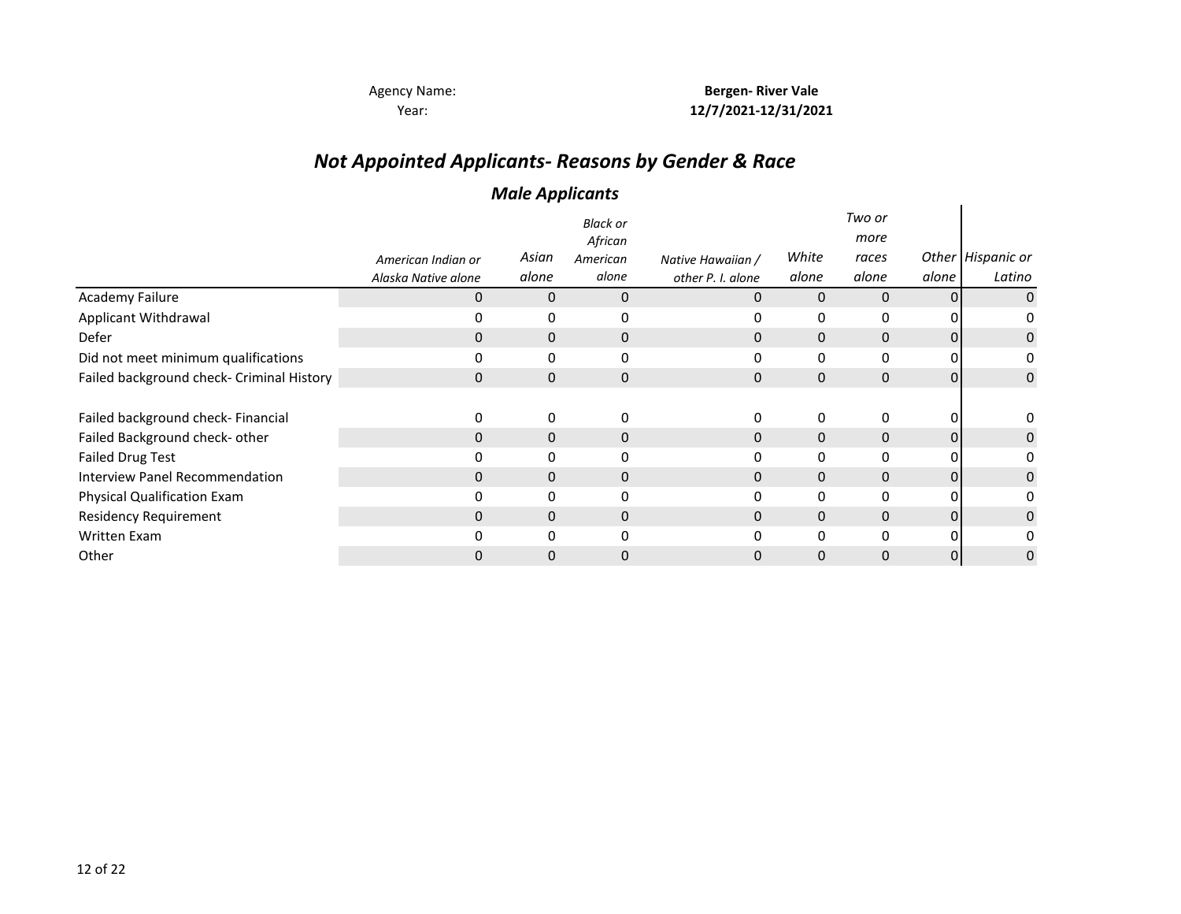Agency Name: **Bergen- River Vale**
Year: **12/7/2021-12/31/2021**

# *Not Appointed Applicants- Reasons by Gender & Race*

## *Male Applicants*

| | *American Indian or Alaska Native alone* | *Asian alone* | *Black or African American alone* | *Native Hawaiian / other P. I. alone* | *White alone* | *Two or more races alone* | *Other alone* | *Hispanic or Latino* |
|---|---|---|---|---|---|---|---|---|
| Academy Failure | 0 | 0 | 0 | 0 | 0 | 0 | 0 | 0 |
| Applicant Withdrawal | 0 | 0 | 0 | 0 | 0 | 0 | 0 | 0 |
| Defer | 0 | 0 | 0 | 0 | 0 | 0 | 0 | 0 |
| Did not meet minimum qualifications | 0 | 0 | 0 | 0 | 0 | 0 | 0 | 0 |
| Failed background check- Criminal History | 0 | 0 | 0 | 0 | 0 | 0 | 0 | 0 |
| Failed background check- Financial | 0 | 0 | 0 | 0 | 0 | 0 | 0 | 0 |
| Failed Background check- other | 0 | 0 | 0 | 0 | 0 | 0 | 0 | 0 |
| Failed Drug Test | 0 | 0 | 0 | 0 | 0 | 0 | 0 | 0 |
| Interview Panel Recommendation | 0 | 0 | 0 | 0 | 0 | 0 | 0 | 0 |
| Physical Qualification Exam | 0 | 0 | 0 | 0 | 0 | 0 | 0 | 0 |
| Residency Requirement | 0 | 0 | 0 | 0 | 0 | 0 | 0 | 0 |
| Written Exam | 0 | 0 | 0 | 0 | 0 | 0 | 0 | 0 |
| Other | 0 | 0 | 0 | 0 | 0 | 0 | 0 | 0 |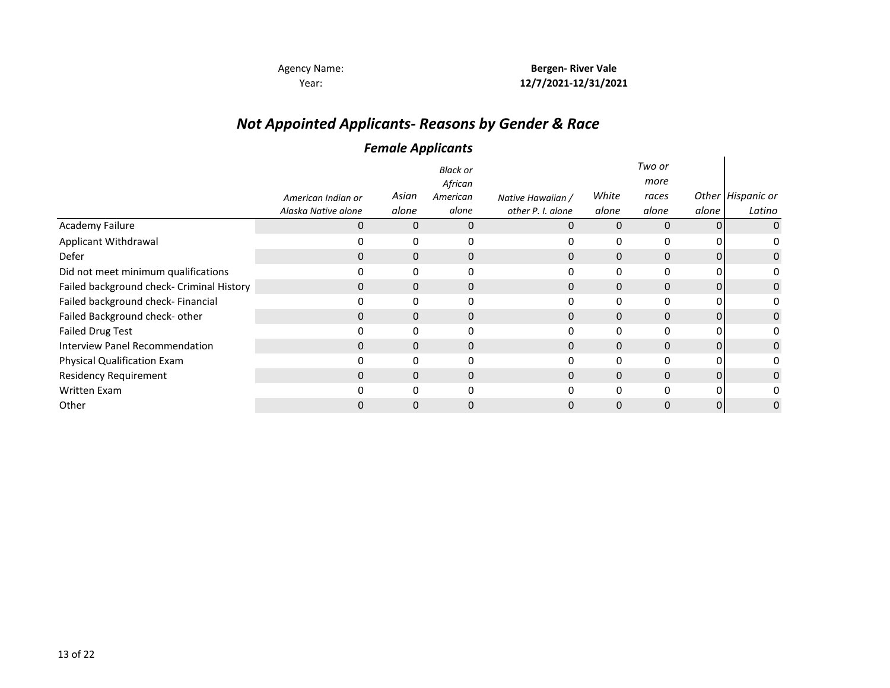Agency Name: **Bergen- River Vale**
Year: **12/7/2021-12/31/2021**

# *Not Appointed Applicants- Reasons by Gender & Race*

## *Female Applicants*

| | *American Indian or Alaska Native alone* | *Asian alone* | *Black or African American alone* | *Native Hawaiian / other P. I. alone* | *White alone* | *Two or more races alone* | *Other alone* | *Hispanic or Latino* |
|---|---|---|---|---|---|---|---|---|
| Academy Failure | 0 | 0 | 0 | 0 | 0 | 0 | 0 | 0 |
| Applicant Withdrawal | 0 | 0 | 0 | 0 | 0 | 0 | 0 | 0 |
| Defer | 0 | 0 | 0 | 0 | 0 | 0 | 0 | 0 |
| Did not meet minimum qualifications | 0 | 0 | 0 | 0 | 0 | 0 | 0 | 0 |
| Failed background check- Criminal History | 0 | 0 | 0 | 0 | 0 | 0 | 0 | 0 |
| Failed background check- Financial | 0 | 0 | 0 | 0 | 0 | 0 | 0 | 0 |
| Failed Background check- other | 0 | 0 | 0 | 0 | 0 | 0 | 0 | 0 |
| Failed Drug Test | 0 | 0 | 0 | 0 | 0 | 0 | 0 | 0 |
| Interview Panel Recommendation | 0 | 0 | 0 | 0 | 0 | 0 | 0 | 0 |
| Physical Qualification Exam | 0 | 0 | 0 | 0 | 0 | 0 | 0 | 0 |
| Residency Requirement | 0 | 0 | 0 | 0 | 0 | 0 | 0 | 0 |
| Written Exam | 0 | 0 | 0 | 0 | 0 | 0 | 0 | 0 |
| Other | 0 | 0 | 0 | 0 | 0 | 0 | 0 | 0 |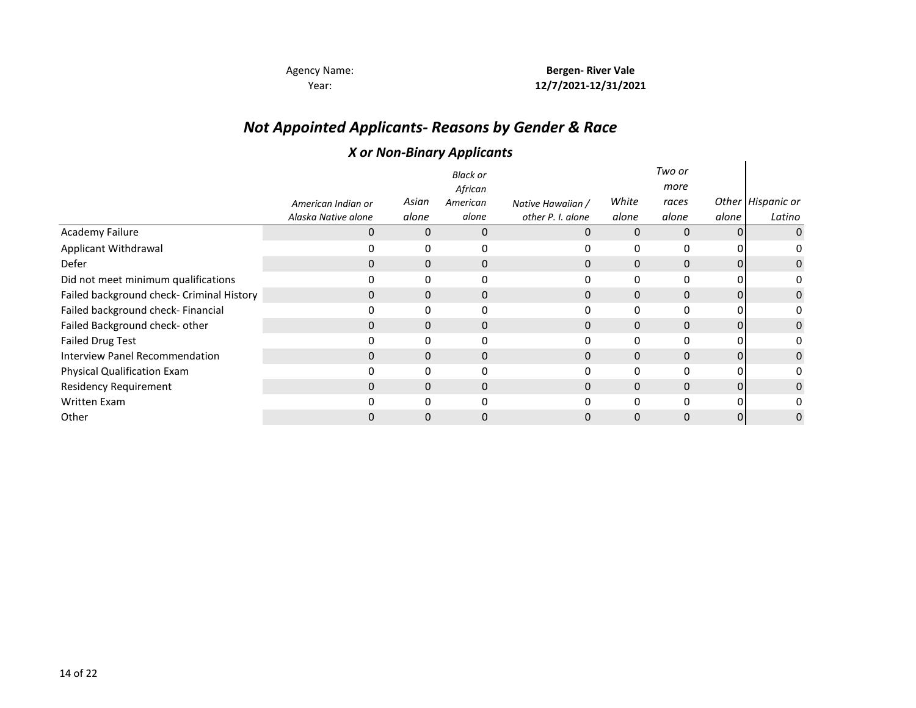Agency Name: **Bergen- River Vale**

Year: **12/7/2021-12/31/2021**

# *Not Appointed Applicants- Reasons by Gender & Race*

## *X or Non-Binary Applicants*

| | *American Indian or Alaska Native alone* | *Asian alone* | *Black or African American alone* | *Native Hawaiian / other P. I. alone* | *White alone* | *Two or more races alone* | *Other alone* | *Hispanic or Latino* |
|---|---|---|---|---|---|---|---|---|
| Academy Failure | 0 | 0 | 0 | 0 | 0 | 0 | 0 | 0 |
| Applicant Withdrawal | 0 | 0 | 0 | 0 | 0 | 0 | 0 | 0 |
| Defer | 0 | 0 | 0 | 0 | 0 | 0 | 0 | 0 |
| Did not meet minimum qualifications | 0 | 0 | 0 | 0 | 0 | 0 | 0 | 0 |
| Failed background check- Criminal History | 0 | 0 | 0 | 0 | 0 | 0 | 0 | 0 |
| Failed background check- Financial | 0 | 0 | 0 | 0 | 0 | 0 | 0 | 0 |
| Failed Background check- other | 0 | 0 | 0 | 0 | 0 | 0 | 0 | 0 |
| Failed Drug Test | 0 | 0 | 0 | 0 | 0 | 0 | 0 | 0 |
| Interview Panel Recommendation | 0 | 0 | 0 | 0 | 0 | 0 | 0 | 0 |
| Physical Qualification Exam | 0 | 0 | 0 | 0 | 0 | 0 | 0 | 0 |
| Residency Requirement | 0 | 0 | 0 | 0 | 0 | 0 | 0 | 0 |
| Written Exam | 0 | 0 | 0 | 0 | 0 | 0 | 0 | 0 |
| Other | 0 | 0 | 0 | 0 | 0 | 0 | 0 | 0 |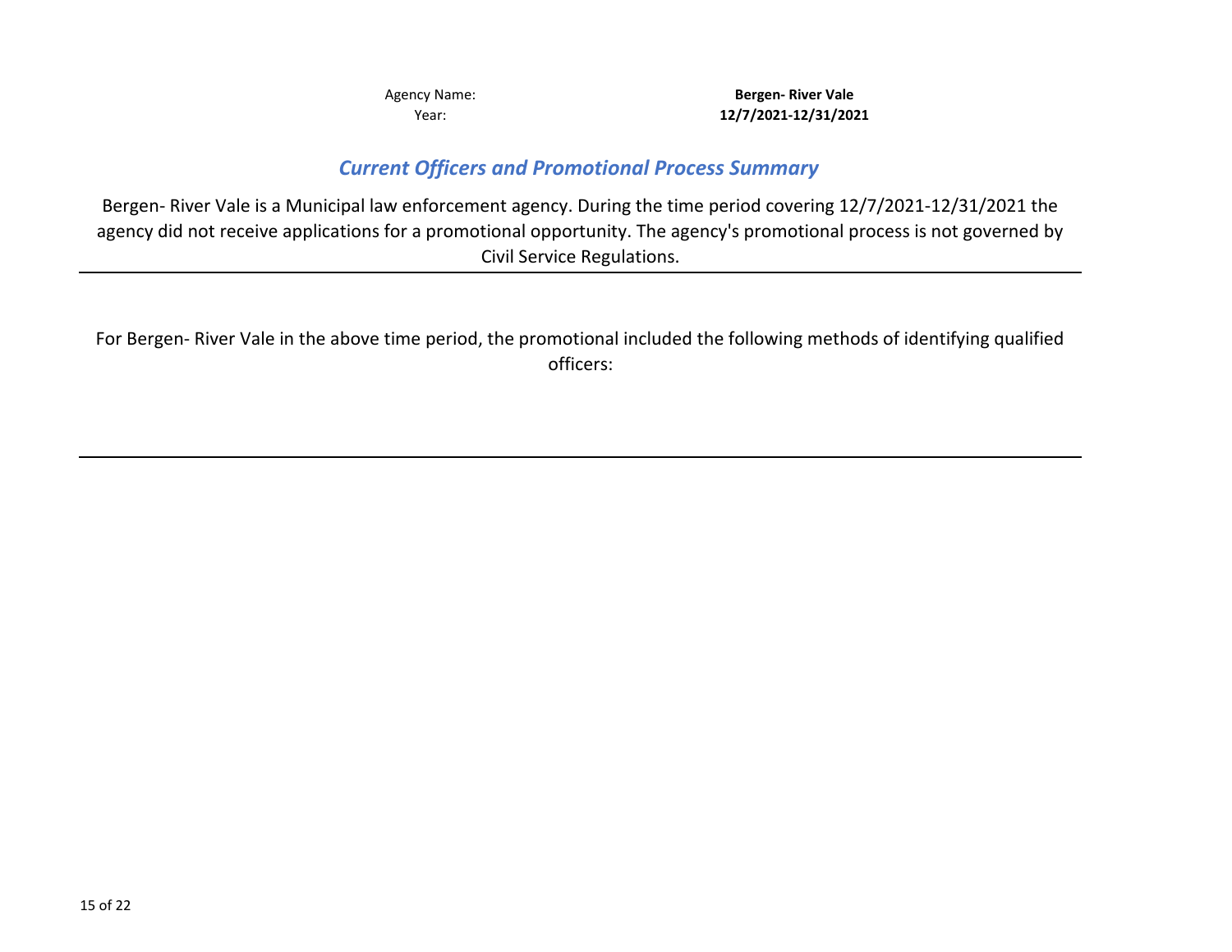Agency Name: **Bergen- River Vale**
Year: **12/7/2021-12/31/2021**

## *Current Officers and Promotional Process Summary*

Bergen- River Vale is a Municipal law enforcement agency. During the time period covering 12/7/2021-12/31/2021 the agency did not receive applications for a promotional opportunity. The agency's promotional process is not governed by Civil Service Regulations.

---

For Bergen- River Vale in the above time period, the promotional included the following methods of identifying qualified officers:

---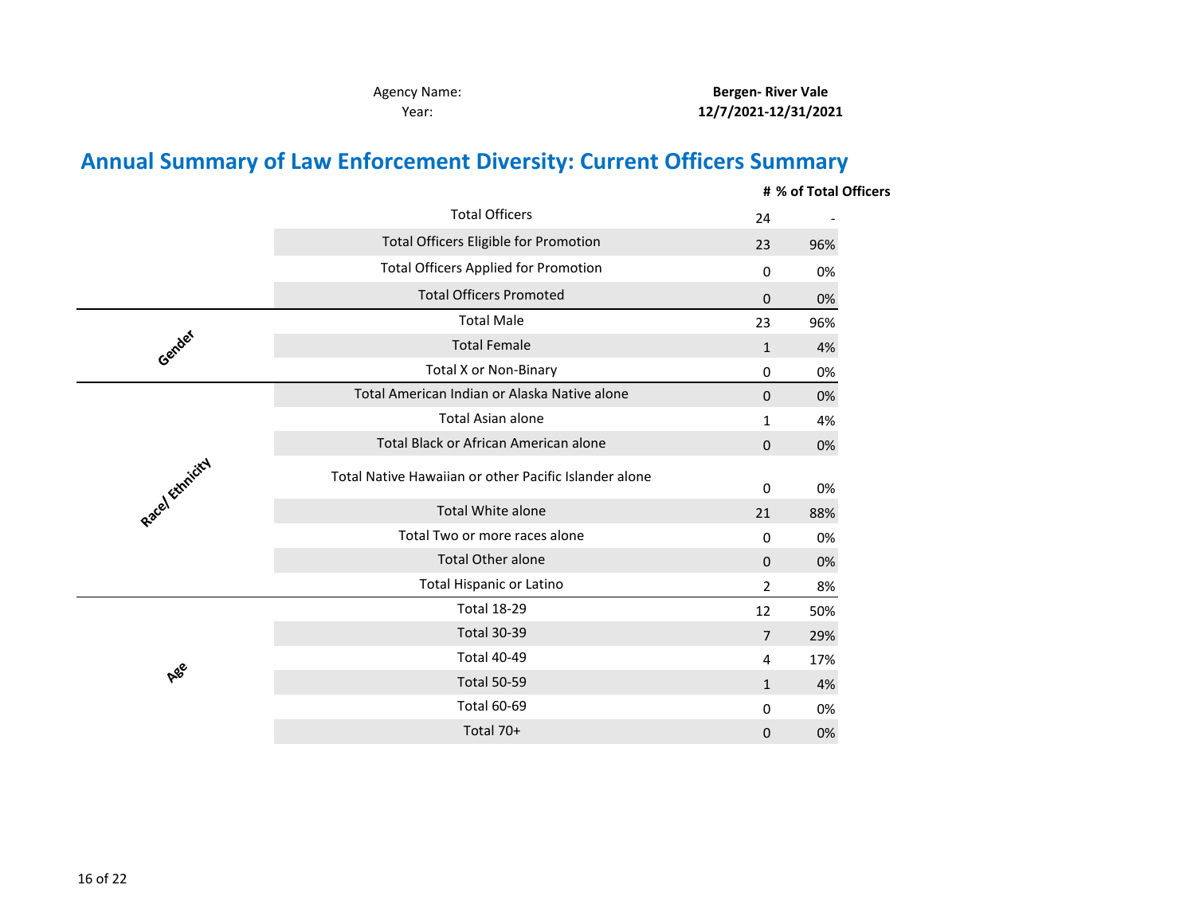Agency Name: **Bergen- River Vale**

Year: **12/7/2021-12/31/2021**

# Annual Summary of Law Enforcement Diversity: Current Officers Summary

| | | # | % of Total Officers |
|---|---|---|---|
| | Total Officers | 24 | - |
| | Total Officers Eligible for Promotion | 23 | 96% |
| | Total Officers Applied for Promotion | 0 | 0% |
| | Total Officers Promoted | 0 | 0% |
| Gender | Total Male | 23 | 96% |
| | Total Female | 1 | 4% |
| | Total X or Non-Binary | 0 | 0% |
| Race/ Ethnicity | Total American Indian or Alaska Native alone | 0 | 0% |
| | Total Asian alone | 1 | 4% |
| | Total Black or African American alone | 0 | 0% |
| | Total Native Hawaiian or other Pacific Islander alone | 0 | 0% |
| | Total White alone | 21 | 88% |
| | Total Two or more races alone | 0 | 0% |
| | Total Other alone | 0 | 0% |
| | Total Hispanic or Latino | 2 | 8% |
| Age | Total 18-29 | 12 | 50% |
| | Total 30-39 | 7 | 29% |
| | Total 40-49 | 4 | 17% |
| | Total 50-59 | 1 | 4% |
| | Total 60-69 | 0 | 0% |
| | Total 70+ | 0 | 0% |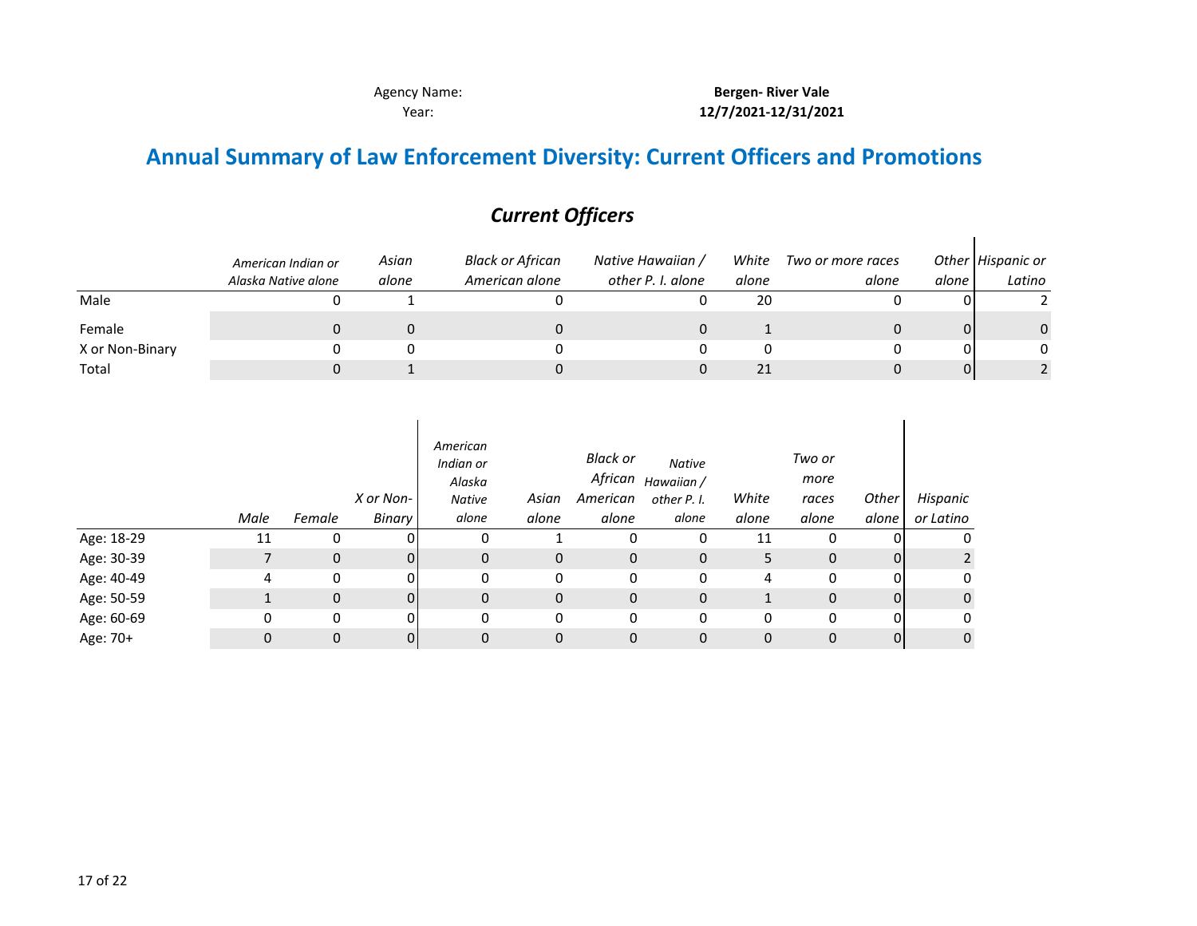Agency Name: **Bergen- River Vale**
Year: **12/7/2021-12/31/2021**

# Annual Summary of Law Enforcement Diversity: Current Officers and Promotions

## *Current Officers*

| | *American Indian or Alaska Native alone* | *Asian alone* | *Black or African American alone* | *Native Hawaiian / other P. I. alone* | *White alone* | *Two or more races alone* | *Other alone* | *Hispanic or Latino* |
|---|---|---|---|---|---|---|---|---|
| Male | 0 | 1 | 0 | 0 | 20 | 0 | 0 | 2 |
| Female | 0 | 0 | 0 | 0 | 1 | 0 | 0 | 0 |
| X or Non-Binary | 0 | 0 | 0 | 0 | 0 | 0 | 0 | 0 |
| Total | 0 | 1 | 0 | 0 | 21 | 0 | 0 | 2 |

| | *Male* | *Female* | *X or Non-Binary* | *American Indian or Alaska Native alone* | *Asian alone* | *Black or African American alone* | *Native Hawaiian / other P. I. alone* | *White alone* | *Two or more races alone* | *Other alone* | *Hispanic or Latino* |
|---|---|---|---|---|---|---|---|---|---|---|---|
| Age: 18-29 | 11 | 0 | 0 | 0 | 1 | 0 | 0 | 11 | 0 | 0 | 0 |
| Age: 30-39 | 7 | 0 | 0 | 0 | 0 | 0 | 0 | 5 | 0 | 0 | 2 |
| Age: 40-49 | 4 | 0 | 0 | 0 | 0 | 0 | 0 | 4 | 0 | 0 | 0 |
| Age: 50-59 | 1 | 0 | 0 | 0 | 0 | 0 | 0 | 1 | 0 | 0 | 0 |
| Age: 60-69 | 0 | 0 | 0 | 0 | 0 | 0 | 0 | 0 | 0 | 0 | 0 |
| Age: 70+ | 0 | 0 | 0 | 0 | 0 | 0 | 0 | 0 | 0 | 0 | 0 |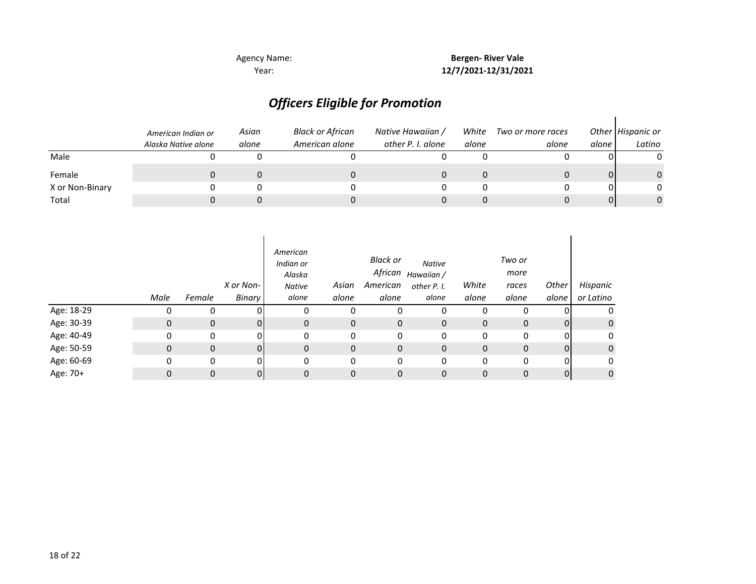Agency Name: **Bergen- River Vale**

Year: **12/7/2021-12/31/2021**

## *Officers Eligible for Promotion*

| | *American Indian or Alaska Native alone* | *Asian alone* | *Black or African American alone* | *Native Hawaiian / other P. I. alone* | *White alone* | *Two or more races alone* | *Other alone* | *Hispanic or Latino* |
|---|---|---|---|---|---|---|---|---|
| Male | 0 | 0 | 0 | 0 | 0 | 0 | 0 | 0 |
| Female | 0 | 0 | 0 | 0 | 0 | 0 | 0 | 0 |
| X or Non-Binary | 0 | 0 | 0 | 0 | 0 | 0 | 0 | 0 |
| Total | 0 | 0 | 0 | 0 | 0 | 0 | 0 | 0 |

| | *Male* | *Female* | *X or Non-Binary* | *American Indian or Alaska Native alone* | *Asian alone* | *Black or African American alone* | *Native Hawaiian / other P. I. alone* | *White alone* | *Two or more races alone* | *Other alone* | *Hispanic or Latino* |
|---|---|---|---|---|---|---|---|---|---|---|---|
| Age: 18-29 | 0 | 0 | 0 | 0 | 0 | 0 | 0 | 0 | 0 | 0 | 0 |
| Age: 30-39 | 0 | 0 | 0 | 0 | 0 | 0 | 0 | 0 | 0 | 0 | 0 |
| Age: 40-49 | 0 | 0 | 0 | 0 | 0 | 0 | 0 | 0 | 0 | 0 | 0 |
| Age: 50-59 | 0 | 0 | 0 | 0 | 0 | 0 | 0 | 0 | 0 | 0 | 0 |
| Age: 60-69 | 0 | 0 | 0 | 0 | 0 | 0 | 0 | 0 | 0 | 0 | 0 |
| Age: 70+ | 0 | 0 | 0 | 0 | 0 | 0 | 0 | 0 | 0 | 0 | 0 |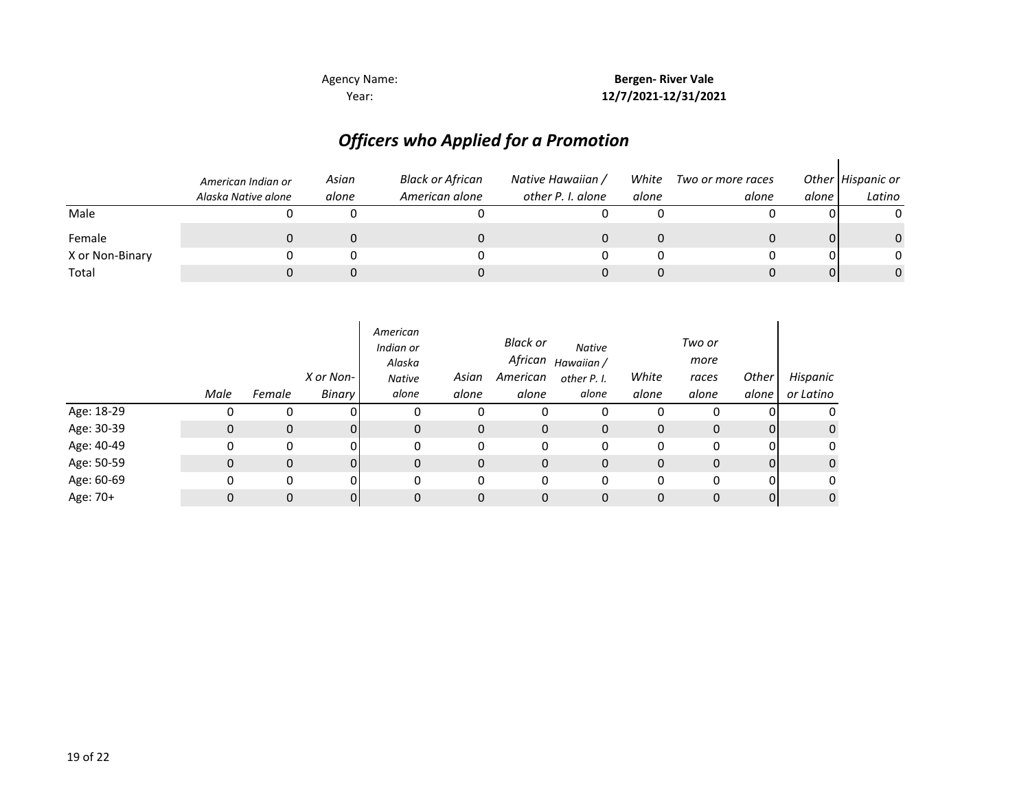Agency Name: **Bergen- River Vale**

Year: **12/7/2021-12/31/2021**

## *Officers who Applied for a Promotion*

| | *American Indian or Alaska Native alone* | *Asian alone* | *Black or African American alone* | *Native Hawaiian / other P. I. alone* | *White alone* | *Two or more races alone* | *Other alone* | *Hispanic or Latino* |
|---|---|---|---|---|---|---|---|---|
| Male | 0 | 0 | 0 | 0 | 0 | 0 | 0 | 0 |
| Female | 0 | 0 | 0 | 0 | 0 | 0 | 0 | 0 |
| X or Non-Binary | 0 | 0 | 0 | 0 | 0 | 0 | 0 | 0 |
| Total | 0 | 0 | 0 | 0 | 0 | 0 | 0 | 0 |

| | *Male* | *Female* | *X or Non-Binary* | *American Indian or Alaska Native alone* | *Asian alone* | *Black or African American alone* | *Native Hawaiian / other P. I. alone* | *White alone* | *Two or more races alone* | *Other alone* | *Hispanic or Latino* |
|---|---|---|---|---|---|---|---|---|---|---|---|
| Age: 18-29 | 0 | 0 | 0 | 0 | 0 | 0 | 0 | 0 | 0 | 0 | 0 |
| Age: 30-39 | 0 | 0 | 0 | 0 | 0 | 0 | 0 | 0 | 0 | 0 | 0 |
| Age: 40-49 | 0 | 0 | 0 | 0 | 0 | 0 | 0 | 0 | 0 | 0 | 0 |
| Age: 50-59 | 0 | 0 | 0 | 0 | 0 | 0 | 0 | 0 | 0 | 0 | 0 |
| Age: 60-69 | 0 | 0 | 0 | 0 | 0 | 0 | 0 | 0 | 0 | 0 | 0 |
| Age: 70+ | 0 | 0 | 0 | 0 | 0 | 0 | 0 | 0 | 0 | 0 | 0 |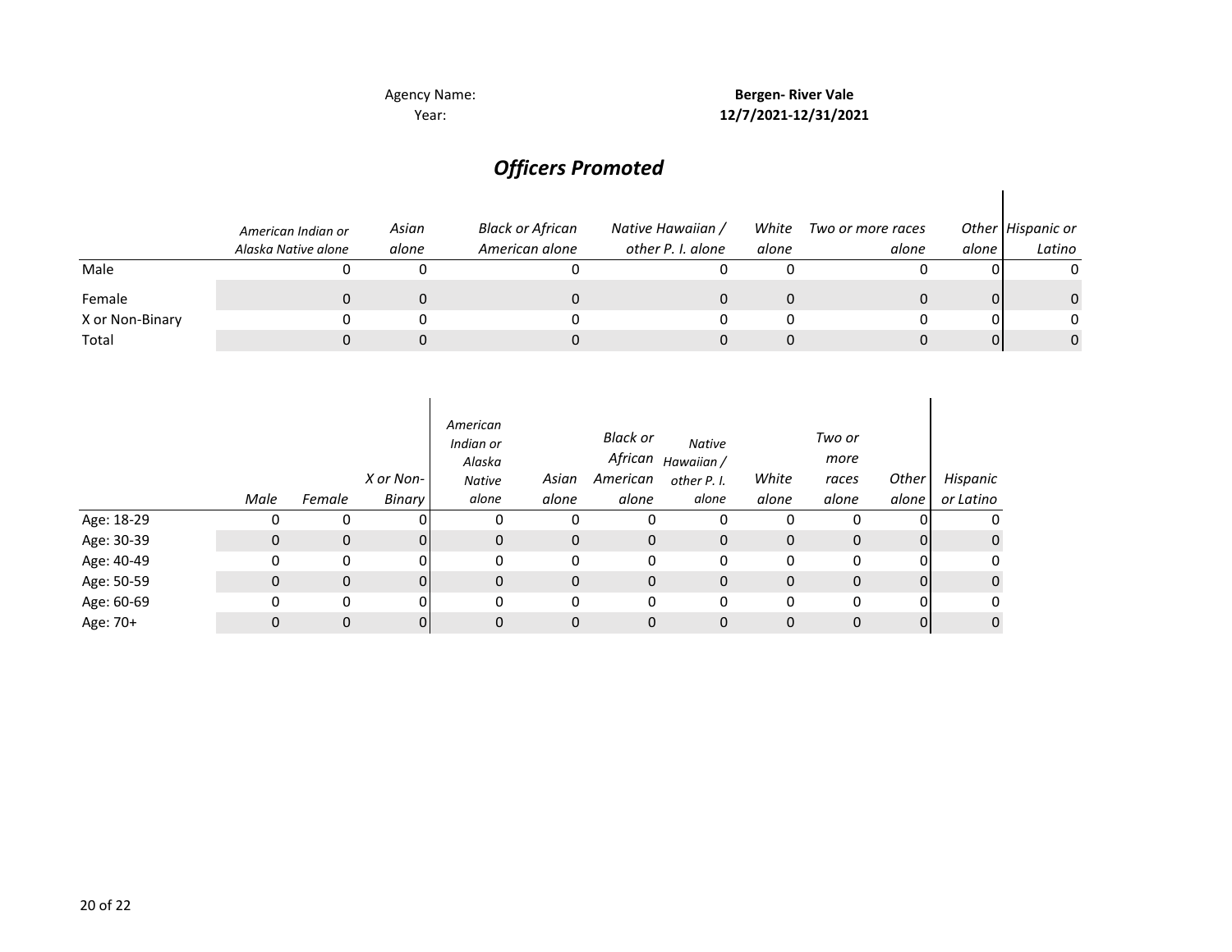Agency Name: **Bergen- River Vale**
Year: **12/7/2021-12/31/2021**

## *Officers Promoted*

| | *American Indian or Alaska Native alone* | *Asian alone* | *Black or African American alone* | *Native Hawaiian / other P. I. alone* | *White alone* | *Two or more races alone* | *Other alone* | *Hispanic or Latino* |
|---|---|---|---|---|---|---|---|---|
| Male | 0 | 0 | 0 | 0 | 0 | 0 | 0 | 0 |
| Female | 0 | 0 | 0 | 0 | 0 | 0 | 0 | 0 |
| X or Non-Binary | 0 | 0 | 0 | 0 | 0 | 0 | 0 | 0 |
| Total | 0 | 0 | 0 | 0 | 0 | 0 | 0 | 0 |

| | *Male* | *Female* | *X or Non-Binary* | *American Indian or Alaska Native alone* | *Asian alone* | *Black or African American alone* | *Native Hawaiian / other P. I. alone* | *White alone* | *Two or more races alone* | *Other alone* | *Hispanic or Latino* |
|---|---|---|---|---|---|---|---|---|---|---|---|
| Age: 18-29 | 0 | 0 | 0 | 0 | 0 | 0 | 0 | 0 | 0 | 0 | 0 |
| Age: 30-39 | 0 | 0 | 0 | 0 | 0 | 0 | 0 | 0 | 0 | 0 | 0 |
| Age: 40-49 | 0 | 0 | 0 | 0 | 0 | 0 | 0 | 0 | 0 | 0 | 0 |
| Age: 50-59 | 0 | 0 | 0 | 0 | 0 | 0 | 0 | 0 | 0 | 0 | 0 |
| Age: 60-69 | 0 | 0 | 0 | 0 | 0 | 0 | 0 | 0 | 0 | 0 | 0 |
| Age: 70+ | 0 | 0 | 0 | 0 | 0 | 0 | 0 | 0 | 0 | 0 | 0 |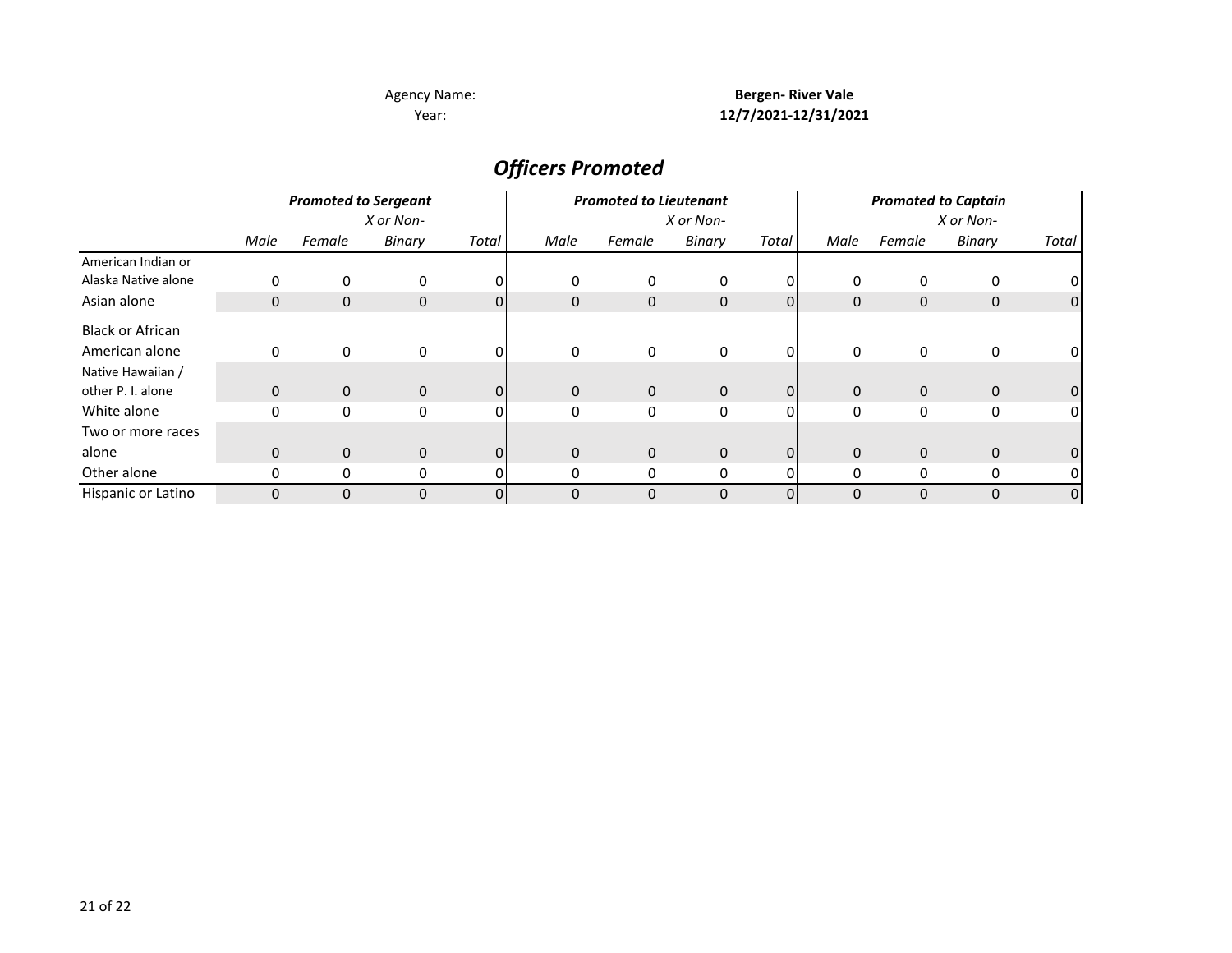Agency Name: **Bergen- River Vale**

Year: **12/7/2021-12/31/2021**

## *Officers Promoted*

| | *Promoted to Sergeant* | | | | *Promoted to Lieutenant* | | | | *Promoted to Captain* | | | |
|---|---|---|---|---|---|---|---|---|---|---|---|---|
| | *Male* | *Female* | *X or Non-Binary* | *Total* | *Male* | *Female* | *X or Non-Binary* | *Total* | *Male* | *Female* | *X or Non-Binary* | *Total* |
| American Indian or Alaska Native alone | 0 | 0 | 0 | 0 | 0 | 0 | 0 | 0 | 0 | 0 | 0 | 0 |
| Asian alone | 0 | 0 | 0 | 0 | 0 | 0 | 0 | 0 | 0 | 0 | 0 | 0 |
| Black or African American alone | 0 | 0 | 0 | 0 | 0 | 0 | 0 | 0 | 0 | 0 | 0 | 0 |
| Native Hawaiian / other P. I. alone | 0 | 0 | 0 | 0 | 0 | 0 | 0 | 0 | 0 | 0 | 0 | 0 |
| White alone | 0 | 0 | 0 | 0 | 0 | 0 | 0 | 0 | 0 | 0 | 0 | 0 |
| Two or more races alone | 0 | 0 | 0 | 0 | 0 | 0 | 0 | 0 | 0 | 0 | 0 | 0 |
| Other alone | 0 | 0 | 0 | 0 | 0 | 0 | 0 | 0 | 0 | 0 | 0 | 0 |
| Hispanic or Latino | 0 | 0 | 0 | 0 | 0 | 0 | 0 | 0 | 0 | 0 | 0 | 0 |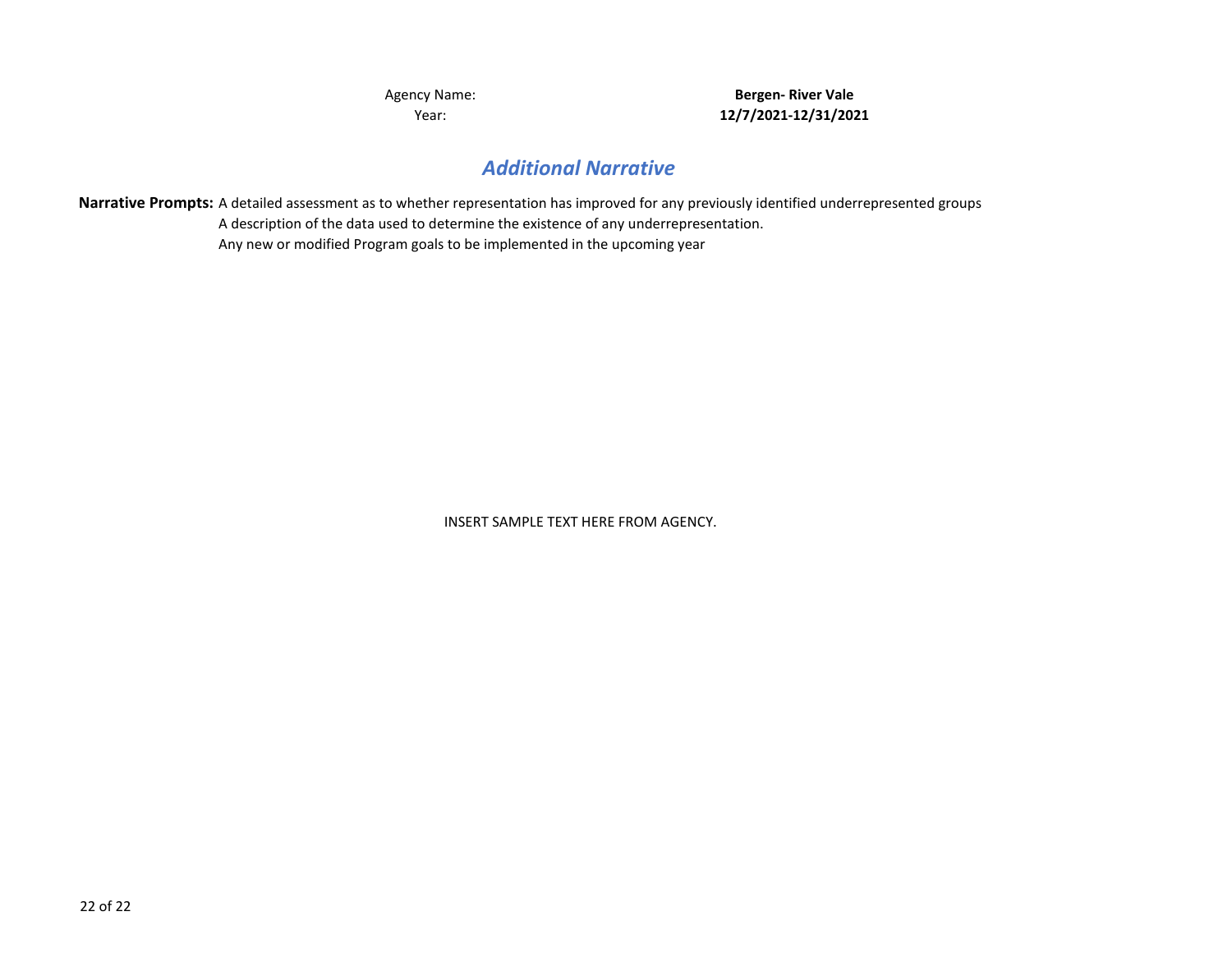Agency Name: **Bergen- River Vale**

Year: **12/7/2021-12/31/2021**

## *Additional Narrative*

**Narrative Prompts:** A detailed assessment as to whether representation has improved for any previously identified underrepresented groups
A description of the data used to determine the existence of any underrepresentation.
Any new or modified Program goals to be implemented in the upcoming year

INSERT SAMPLE TEXT HERE FROM AGENCY.